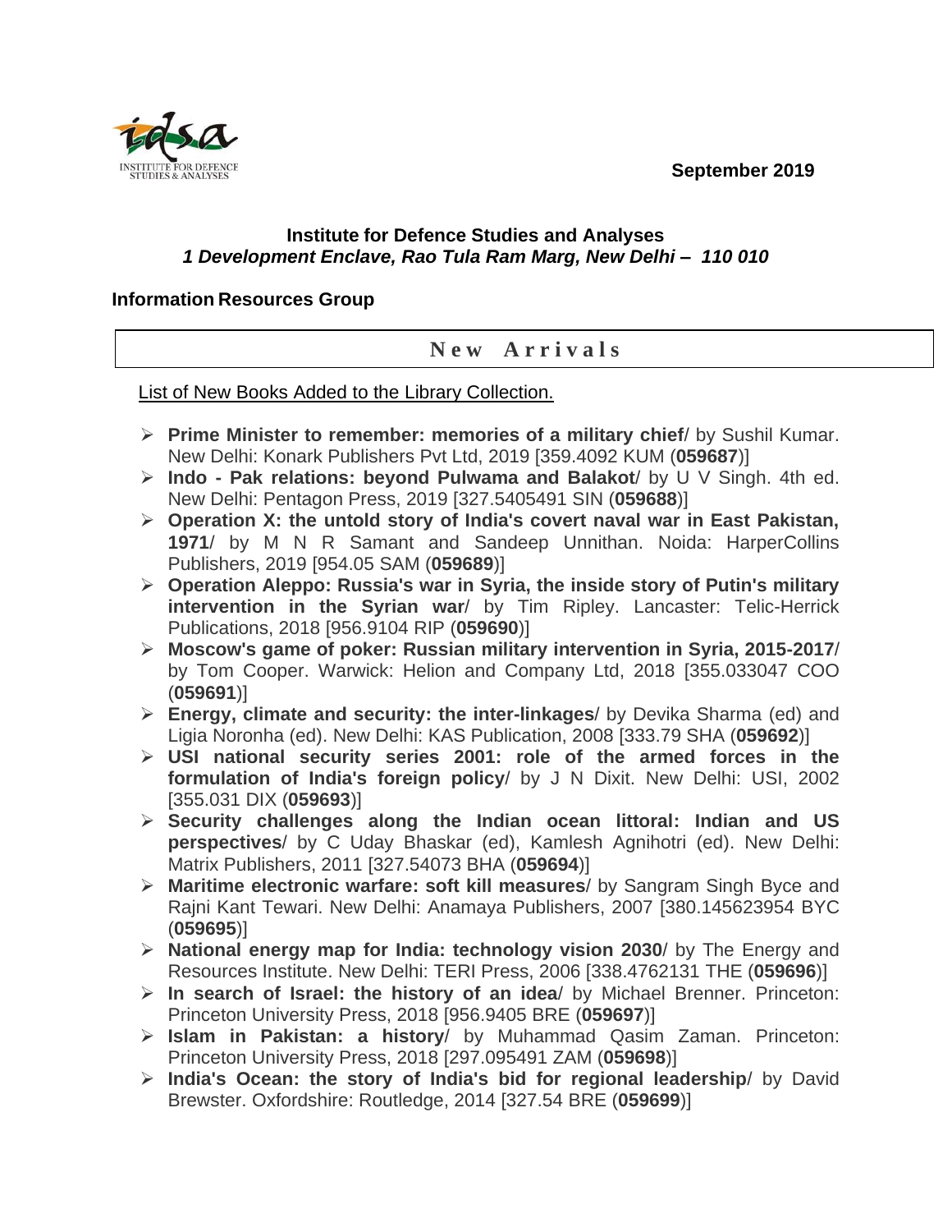September 2019

**Institute for Defence Studies and Analyses**
***1 Development Enclave, Rao Tula Ram Marg, New Delhi – 110 010***

**Information Resources Group**

## New Arrivals

List of New Books Added to the Library Collection.

- **Prime Minister to remember: memories of a military chief**/ by Sushil Kumar. New Delhi: Konark Publishers Pvt Ltd, 2019 [359.4092 KUM (**059687**)]
- **Indo - Pak relations: beyond Pulwama and Balakot**/ by U V Singh. 4th ed. New Delhi: Pentagon Press, 2019 [327.5405491 SIN (**059688**)]
- **Operation X: the untold story of India's covert naval war in East Pakistan, 1971**/ by M N R Samant and Sandeep Unnithan. Noida: HarperCollins Publishers, 2019 [954.05 SAM (**059689**)]
- **Operation Aleppo: Russia's war in Syria, the inside story of Putin's military intervention in the Syrian war**/ by Tim Ripley. Lancaster: Telic-Herrick Publications, 2018 [956.9104 RIP (**059690**)]
- **Moscow's game of poker: Russian military intervention in Syria, 2015-2017**/ by Tom Cooper. Warwick: Helion and Company Ltd, 2018 [355.033047 COO (**059691**)]
- **Energy, climate and security: the inter-linkages**/ by Devika Sharma (ed) and Ligia Noronha (ed). New Delhi: KAS Publication, 2008 [333.79 SHA (**059692**)]
- **USI national security series 2001: role of the armed forces in the formulation of India's foreign policy**/ by J N Dixit. New Delhi: USI, 2002 [355.031 DIX (**059693**)]
- **Security challenges along the Indian ocean littoral: Indian and US perspectives**/ by C Uday Bhaskar (ed), Kamlesh Agnihotri (ed). New Delhi: Matrix Publishers, 2011 [327.54073 BHA (**059694**)]
- **Maritime electronic warfare: soft kill measures**/ by Sangram Singh Byce and Rajni Kant Tewari. New Delhi: Anamaya Publishers, 2007 [380.145623954 BYC (**059695**)]
- **National energy map for India: technology vision 2030**/ by The Energy and Resources Institute. New Delhi: TERI Press, 2006 [338.4762131 THE (**059696**)]
- **In search of Israel: the history of an idea**/ by Michael Brenner. Princeton: Princeton University Press, 2018 [956.9405 BRE (**059697**)]
- **Islam in Pakistan: a history**/ by Muhammad Qasim Zaman. Princeton: Princeton University Press, 2018 [297.095491 ZAM (**059698**)]
- **India's Ocean: the story of India's bid for regional leadership**/ by David Brewster. Oxfordshire: Routledge, 2014 [327.54 BRE (**059699**)]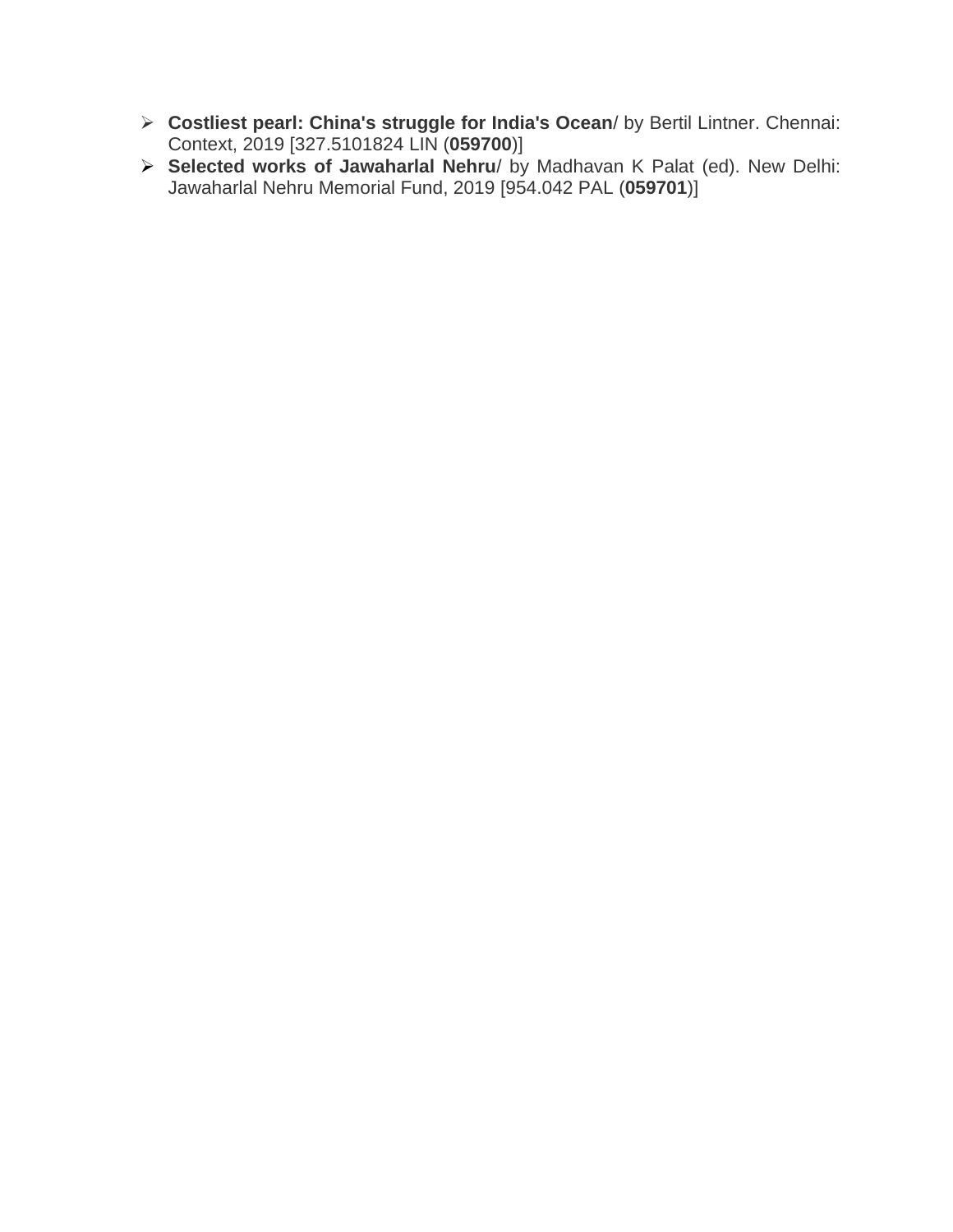- **Costliest pearl: China's struggle for India's Ocean**/ by Bertil Lintner. Chennai: Context, 2019 [327.5101824 LIN (**059700**)]
- **Selected works of Jawaharlal Nehru**/ by Madhavan K Palat (ed). New Delhi: Jawaharlal Nehru Memorial Fund, 2019 [954.042 PAL (**059701**)]